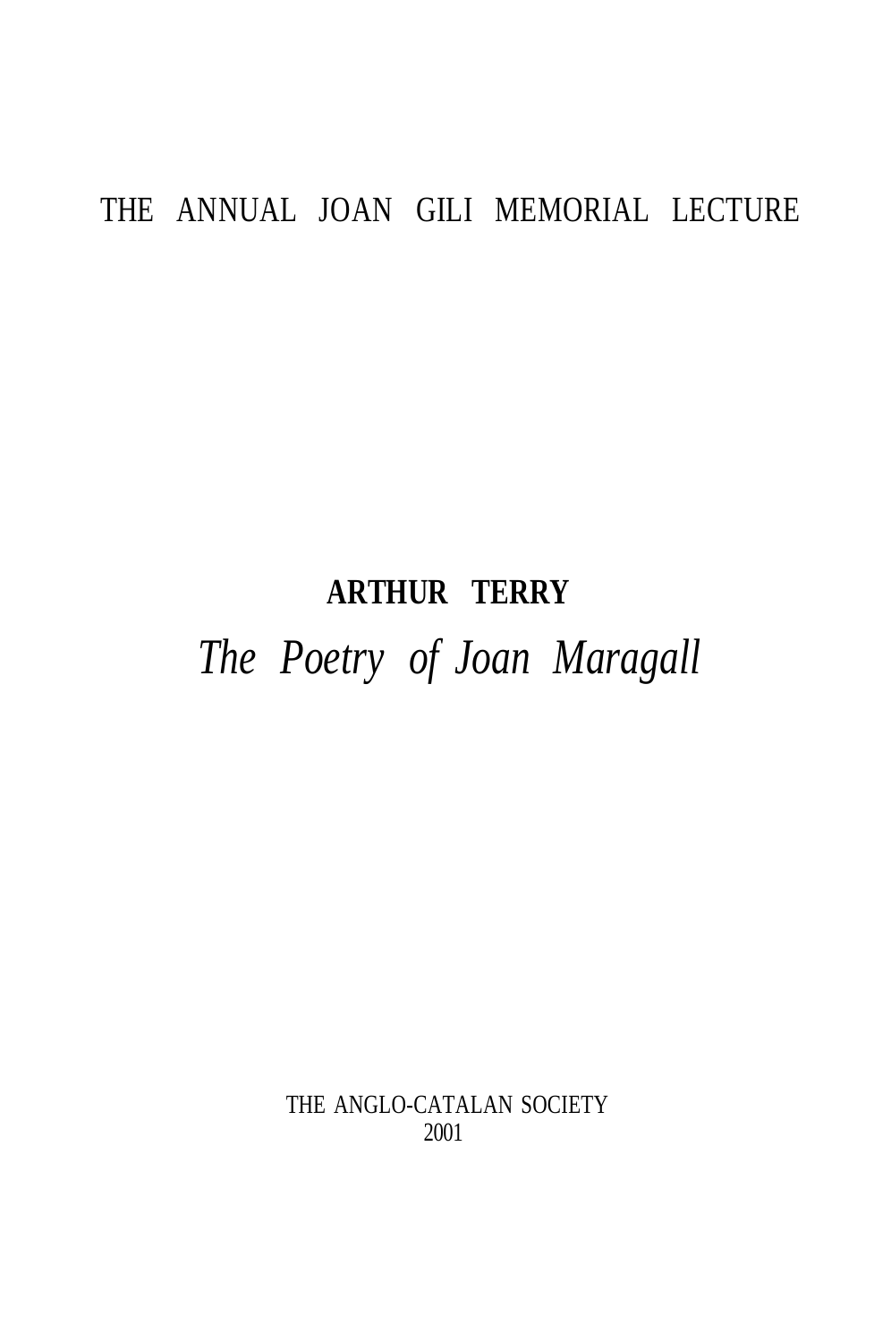THE ANNUAL JOAN GILI MEMORIAL LECTURE

**ARTHUR TERRY**

# *The Poetry of Joan Maragall*

THE ANGLO-CATALAN SOCIETY
2001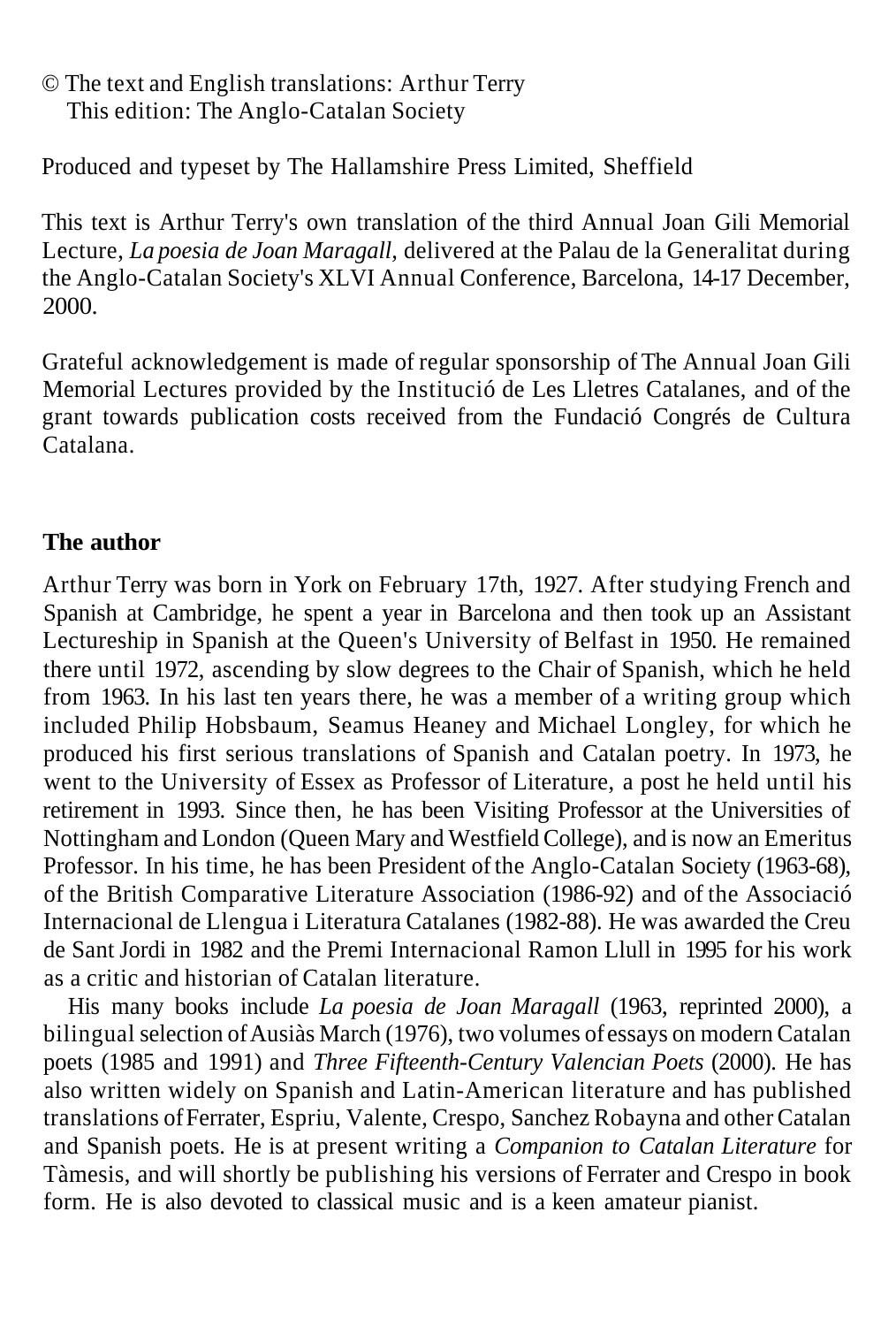© The text and English translations: Arthur Terry
This edition: The Anglo-Catalan Society

Produced and typeset by The Hallamshire Press Limited, Sheffield

This text is Arthur Terry's own translation of the third Annual Joan Gili Memorial Lecture, *La poesia de Joan Maragall*, delivered at the Palau de la Generalitat during the Anglo-Catalan Society's XLVI Annual Conference, Barcelona, 14-17 December, 2000.

Grateful acknowledgement is made of regular sponsorship of The Annual Joan Gili Memorial Lectures provided by the Institució de Les Lletres Catalanes, and of the grant towards publication costs received from the Fundació Congrés de Cultura Catalana.

## The author

Arthur Terry was born in York on February 17th, 1927. After studying French and Spanish at Cambridge, he spent a year in Barcelona and then took up an Assistant Lectureship in Spanish at the Queen's University of Belfast in 1950. He remained there until 1972, ascending by slow degrees to the Chair of Spanish, which he held from 1963. In his last ten years there, he was a member of a writing group which included Philip Hobsbaum, Seamus Heaney and Michael Longley, for which he produced his first serious translations of Spanish and Catalan poetry. In 1973, he went to the University of Essex as Professor of Literature, a post he held until his retirement in 1993. Since then, he has been Visiting Professor at the Universities of Nottingham and London (Queen Mary and Westfield College), and is now an Emeritus Professor. In his time, he has been President of the Anglo-Catalan Society (1963-68), of the British Comparative Literature Association (1986-92) and of the Associació Internacional de Llengua i Literatura Catalanes (1982-88). He was awarded the Creu de Sant Jordi in 1982 and the Premi Internacional Ramon Llull in 1995 for his work as a critic and historian of Catalan literature.

His many books include *La poesia de Joan Maragall* (1963, reprinted 2000), a bilingual selection of Ausiàs March (1976), two volumes of essays on modern Catalan poets (1985 and 1991) and *Three Fifteenth-Century Valencian Poets* (2000). He has also written widely on Spanish and Latin-American literature and has published translations of Ferrater, Espriu, Valente, Crespo, Sanchez Robayna and other Catalan and Spanish poets. He is at present writing a *Companion to Catalan Literature* for Tàmesis, and will shortly be publishing his versions of Ferrater and Crespo in book form. He is also devoted to classical music and is a keen amateur pianist.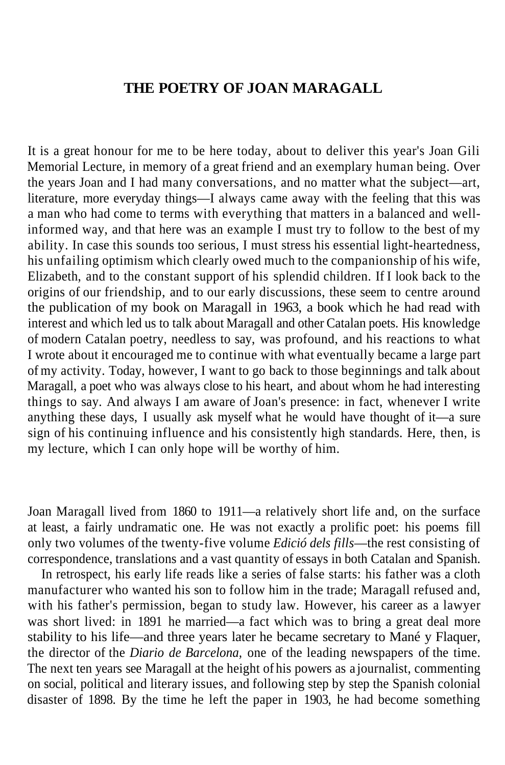# THE POETRY OF JOAN MARAGALL

It is a great honour for me to be here today, about to deliver this year's Joan Gili Memorial Lecture, in memory of a great friend and an exemplary human being. Over the years Joan and I had many conversations, and no matter what the subject—art, literature, more everyday things—I always came away with the feeling that this was a man who had come to terms with everything that matters in a balanced and well-informed way, and that here was an example I must try to follow to the best of my ability. In case this sounds too serious, I must stress his essential light-heartedness, his unfailing optimism which clearly owed much to the companionship of his wife, Elizabeth, and to the constant support of his splendid children. If I look back to the origins of our friendship, and to our early discussions, these seem to centre around the publication of my book on Maragall in 1963, a book which he had read with interest and which led us to talk about Maragall and other Catalan poets. His knowledge of modern Catalan poetry, needless to say, was profound, and his reactions to what I wrote about it encouraged me to continue with what eventually became a large part of my activity. Today, however, I want to go back to those beginnings and talk about Maragall, a poet who was always close to his heart, and about whom he had interesting things to say. And always I am aware of Joan's presence: in fact, whenever I write anything these days, I usually ask myself what he would have thought of it—a sure sign of his continuing influence and his consistently high standards. Here, then, is my lecture, which I can only hope will be worthy of him.

Joan Maragall lived from 1860 to 1911—a relatively short life and, on the surface at least, a fairly undramatic one. He was not exactly a prolific poet: his poems fill only two volumes of the twenty-five volume *Edició dels fills*—the rest consisting of correspondence, translations and a vast quantity of essays in both Catalan and Spanish.

In retrospect, his early life reads like a series of false starts: his father was a cloth manufacturer who wanted his son to follow him in the trade; Maragall refused and, with his father's permission, began to study law. However, his career as a lawyer was short lived: in 1891 he married—a fact which was to bring a great deal more stability to his life—and three years later he became secretary to Mané y Flaquer, the director of the *Diario de Barcelona,* one of the leading newspapers of the time. The next ten years see Maragall at the height of his powers as a journalist, commenting on social, political and literary issues, and following step by step the Spanish colonial disaster of 1898. By the time he left the paper in 1903, he had become something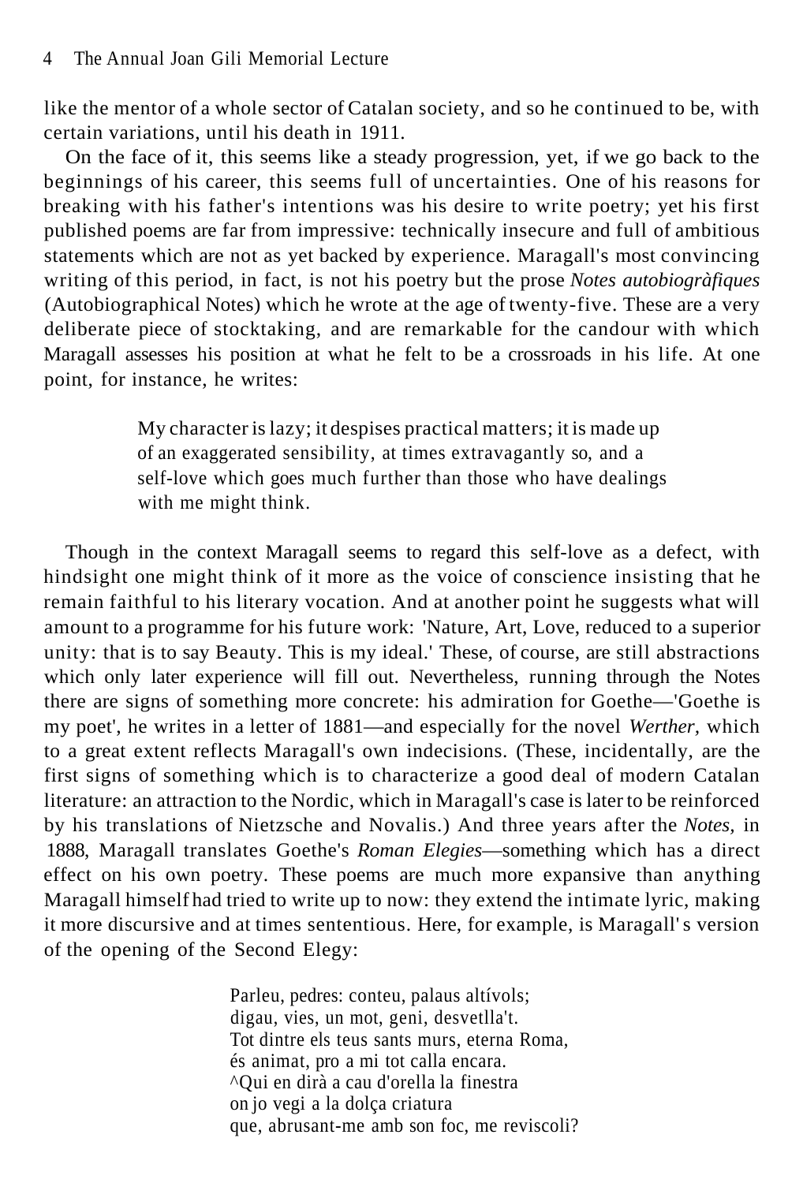like the mentor of a whole sector of Catalan society, and so he continued to be, with certain variations, until his death in 1911.

On the face of it, this seems like a steady progression, yet, if we go back to the beginnings of his career, this seems full of uncertainties. One of his reasons for breaking with his father's intentions was his desire to write poetry; yet his first published poems are far from impressive: technically insecure and full of ambitious statements which are not as yet backed by experience. Maragall's most convincing writing of this period, in fact, is not his poetry but the prose *Notes autobiogràfiques* (Autobiographical Notes) which he wrote at the age of twenty-five. These are a very deliberate piece of stocktaking, and are remarkable for the candour with which Maragall assesses his position at what he felt to be a crossroads in his life. At one point, for instance, he writes:

> My character is lazy; it despises practical matters; it is made up of an exaggerated sensibility, at times extravagantly so, and a self-love which goes much further than those who have dealings with me might think.

Though in the context Maragall seems to regard this self-love as a defect, with hindsight one might think of it more as the voice of conscience insisting that he remain faithful to his literary vocation. And at another point he suggests what will amount to a programme for his future work: 'Nature, Art, Love, reduced to a superior unity: that is to say Beauty. This is my ideal.' These, of course, are still abstractions which only later experience will fill out. Nevertheless, running through the Notes there are signs of something more concrete: his admiration for Goethe—'Goethe is my poet', he writes in a letter of 1881—and especially for the novel *Werther,* which to a great extent reflects Maragall's own indecisions. (These, incidentally, are the first signs of something which is to characterize a good deal of modern Catalan literature: an attraction to the Nordic, which in Maragall's case is later to be reinforced by his translations of Nietzsche and Novalis.) And three years after the *Notes,* in 1888, Maragall translates Goethe's *Roman Elegies*—something which has a direct effect on his own poetry. These poems are much more expansive than anything Maragall himself had tried to write up to now: they extend the intimate lyric, making it more discursive and at times sententious. Here, for example, is Maragall's version of the opening of the Second Elegy:

> Parleu, pedres: conteu, palaus altívols;
> digau, vies, un mot, geni, desvetlla't.
> Tot dintre els teus sants murs, eterna Roma,
> és animat, pro a mi tot calla encara.
> ¿Qui en dirà a cau d'orella la finestra
> on jo vegi a la dolça criatura
> que, abrusant-me amb son foc, me reviscoli?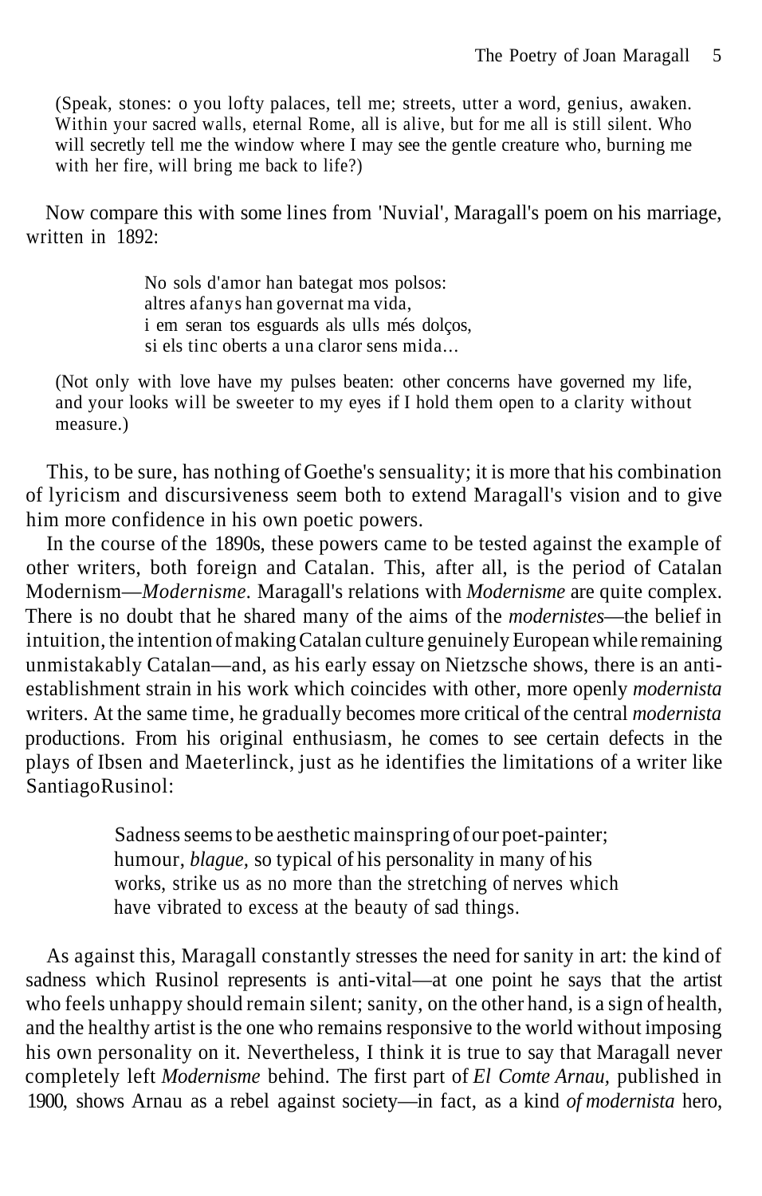(Speak, stones: o you lofty palaces, tell me; streets, utter a word, genius, awaken. Within your sacred walls, eternal Rome, all is alive, but for me all is still silent. Who will secretly tell me the window where I may see the gentle creature who, burning me with her fire, will bring me back to life?)

Now compare this with some lines from 'Nuvial', Maragall's poem on his marriage, written in 1892:

> No sols d'amor han bategat mos polsos:
> altres afanys han governat ma vida,
> i em seran tos esguards als ulls més dolços,
> si els tinc oberts a una claror sens mida...

(Not only with love have my pulses beaten: other concerns have governed my life, and your looks will be sweeter to my eyes if I hold them open to a clarity without measure.)

This, to be sure, has nothing of Goethe's sensuality; it is more that his combination of lyricism and discursiveness seem both to extend Maragall's vision and to give him more confidence in his own poetic powers.

In the course of the 1890s, these powers came to be tested against the example of other writers, both foreign and Catalan. This, after all, is the period of Catalan Modernism—*Modernisme*. Maragall's relations with *Modernisme* are quite complex. There is no doubt that he shared many of the aims of the *modernistes*—the belief in intuition, the intention of making Catalan culture genuinely European while remaining unmistakably Catalan—and, as his early essay on Nietzsche shows, there is an anti-establishment strain in his work which coincides with other, more openly *modernista* writers. At the same time, he gradually becomes more critical of the central *modernista* productions. From his original enthusiasm, he comes to see certain defects in the plays of Ibsen and Maeterlinck, just as he identifies the limitations of a writer like SantiagoRusinol:

> Sadness seems to be aesthetic mainspring of our poet-painter; humour, *blague*, so typical of his personality in many of his works, strike us as no more than the stretching of nerves which have vibrated to excess at the beauty of sad things.

As against this, Maragall constantly stresses the need for sanity in art: the kind of sadness which Rusinol represents is anti-vital—at one point he says that the artist who feels unhappy should remain silent; sanity, on the other hand, is a sign of health, and the healthy artist is the one who remains responsive to the world without imposing his own personality on it. Nevertheless, I think it is true to say that Maragall never completely left *Modernisme* behind. The first part of *El Comte Arnau*, published in 1900, shows Arnau as a rebel against society—in fact, as a kind *of modernista* hero,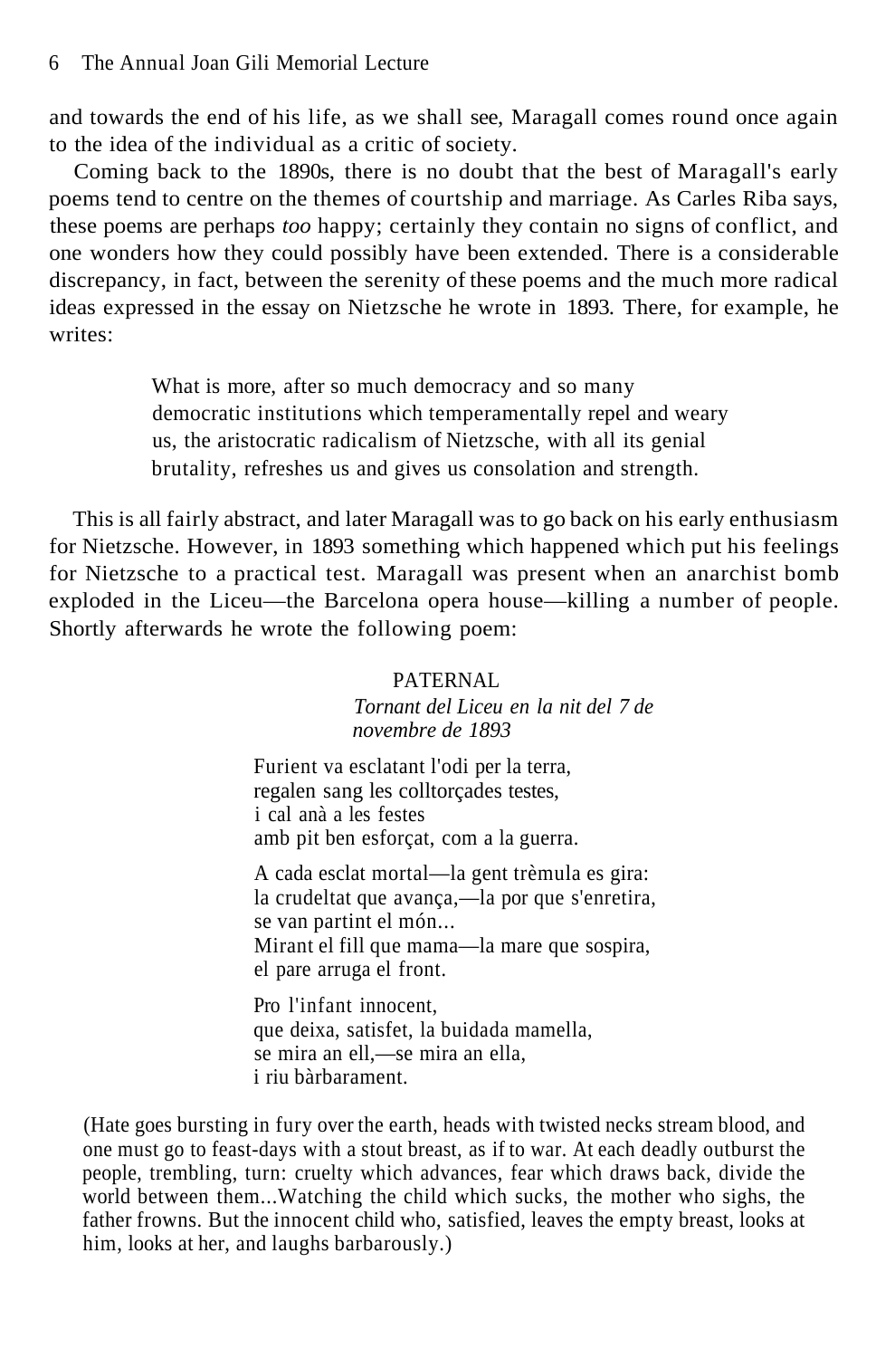and towards the end of his life, as we shall see, Maragall comes round once again to the idea of the individual as a critic of society.

Coming back to the 1890s, there is no doubt that the best of Maragall's early poems tend to centre on the themes of courtship and marriage. As Carles Riba says, these poems are perhaps *too* happy; certainly they contain no signs of conflict, and one wonders how they could possibly have been extended. There is a considerable discrepancy, in fact, between the serenity of these poems and the much more radical ideas expressed in the essay on Nietzsche he wrote in 1893. There, for example, he writes:

> What is more, after so much democracy and so many democratic institutions which temperamentally repel and weary us, the aristocratic radicalism of Nietzsche, with all its genial brutality, refreshes us and gives us consolation and strength.

This is all fairly abstract, and later Maragall was to go back on his early enthusiasm for Nietzsche. However, in 1893 something which happened which put his feelings for Nietzsche to a practical test. Maragall was present when an anarchist bomb exploded in the Liceu—the Barcelona opera house—killing a number of people. Shortly afterwards he wrote the following poem:

PATERNAL

*Tornant del Liceu en la nit del 7 de novembre de 1893*

Furient va esclatant l'odi per la terra,
regalen sang les colltorçades testes,
i cal anà a les festes
amb pit ben esforçat, com a la guerra.

A cada esclat mortal—la gent trèmula es gira:
la crudeltat que avança,—la por que s'enretira,
se van partint el món...
Mirant el fill que mama—la mare que sospira,
el pare arruga el front.

Pro l'infant innocent,
que deixa, satisfet, la buidada mamella,
se mira an ell,—se mira an ella,
i riu bàrbarament.

(Hate goes bursting in fury over the earth, heads with twisted necks stream blood, and one must go to feast-days with a stout breast, as if to war. At each deadly outburst the people, trembling, turn: cruelty which advances, fear which draws back, divide the world between them...Watching the child which sucks, the mother who sighs, the father frowns. But the innocent child who, satisfied, leaves the empty breast, looks at him, looks at her, and laughs barbarously.)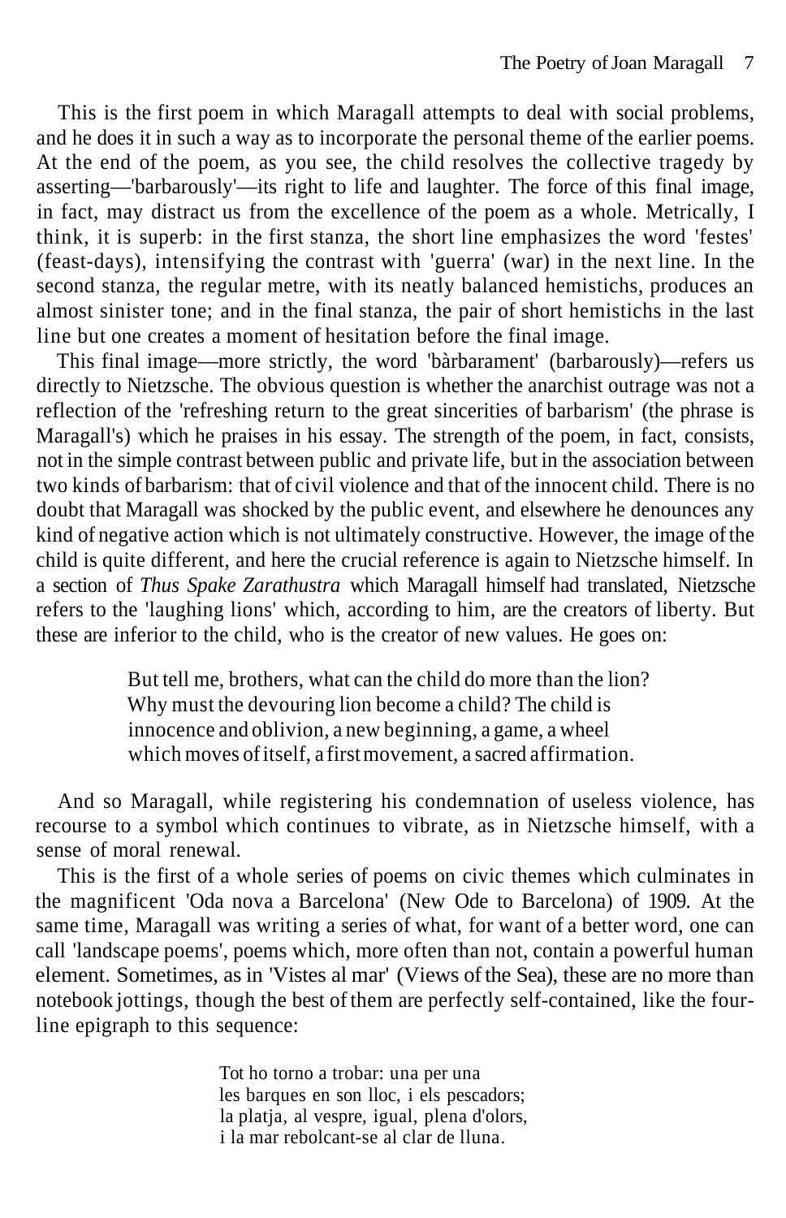This is the first poem in which Maragall attempts to deal with social problems, and he does it in such a way as to incorporate the personal theme of the earlier poems. At the end of the poem, as you see, the child resolves the collective tragedy by asserting—'barbarously'—its right to life and laughter. The force of this final image, in fact, may distract us from the excellence of the poem as a whole. Metrically, I think, it is superb: in the first stanza, the short line emphasizes the word 'festes' (feast-days), intensifying the contrast with 'guerra' (war) in the next line. In the second stanza, the regular metre, with its neatly balanced hemistichs, produces an almost sinister tone; and in the final stanza, the pair of short hemistichs in the last line but one creates a moment of hesitation before the final image.

This final image—more strictly, the word 'bàrbarament' (barbarously)—refers us directly to Nietzsche. The obvious question is whether the anarchist outrage was not a reflection of the 'refreshing return to the great sincerities of barbarism' (the phrase is Maragall's) which he praises in his essay. The strength of the poem, in fact, consists, not in the simple contrast between public and private life, but in the association between two kinds of barbarism: that of civil violence and that of the innocent child. There is no doubt that Maragall was shocked by the public event, and elsewhere he denounces any kind of negative action which is not ultimately constructive. However, the image of the child is quite different, and here the crucial reference is again to Nietzsche himself. In a section of *Thus Spake Zarathustra* which Maragall himself had translated, Nietzsche refers to the 'laughing lions' which, according to him, are the creators of liberty. But these are inferior to the child, who is the creator of new values. He goes on:

> But tell me, brothers, what can the child do more than the lion?
> Why must the devouring lion become a child? The child is
> innocence and oblivion, a new beginning, a game, a wheel
> which moves of itself, a first movement, a sacred affirmation.

And so Maragall, while registering his condemnation of useless violence, has recourse to a symbol which continues to vibrate, as in Nietzsche himself, with a sense of moral renewal.

This is the first of a whole series of poems on civic themes which culminates in the magnificent 'Oda nova a Barcelona' (New Ode to Barcelona) of 1909. At the same time, Maragall was writing a series of what, for want of a better word, one can call 'landscape poems', poems which, more often than not, contain a powerful human element. Sometimes, as in 'Vistes al mar' (Views of the Sea), these are no more than notebook jottings, though the best of them are perfectly self-contained, like the four-line epigraph to this sequence:

> Tot ho torno a trobar: una per una
> les barques en son lloc, i els pescadors;
> la platja, al vespre, igual, plena d'olors,
> i la mar rebolcant-se al clar de lluna.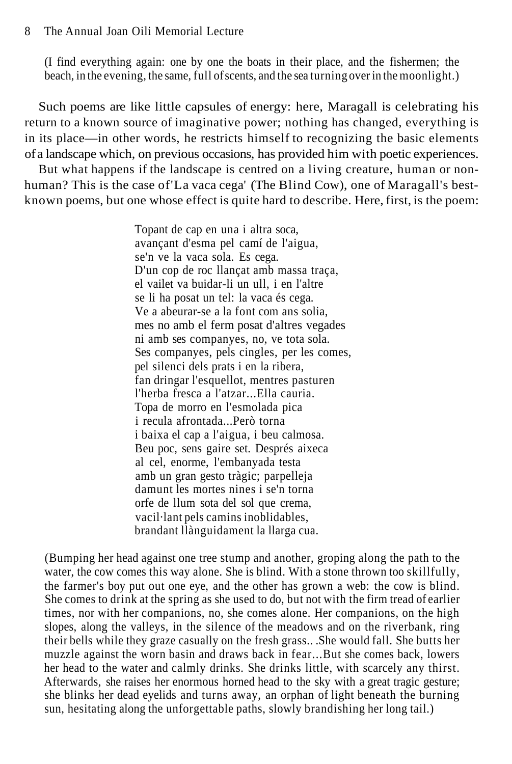(I find everything again: one by one the boats in their place, and the fishermen; the beach, in the evening, the same, full of scents, and the sea turning over in the moonlight.)

Such poems are like little capsules of energy: here, Maragall is celebrating his return to a known source of imaginative power; nothing has changed, everything is in its place—in other words, he restricts himself to recognizing the basic elements of a landscape which, on previous occasions, has provided him with poetic experiences.

But what happens if the landscape is centred on a living creature, human or non-human? This is the case of 'La vaca cega' (The Blind Cow), one of Maragall's best-known poems, but one whose effect is quite hard to describe. Here, first, is the poem:

> Topant de cap en una i altra soca,  
> avançant d'esma pel camí de l'aigua,  
> se'n ve la vaca sola. Es cega.  
> D'un cop de roc llançat amb massa traça,  
> el vailet va buidar-li un ull, i en l'altre  
> se li ha posat un tel: la vaca és cega.  
> Ve a abeurar-se a la font com ans solia,  
> mes no amb el ferm posat d'altres vegades  
> ni amb ses companyes, no, ve tota sola.  
> Ses companyes, pels cingles, per les comes,  
> pel silenci dels prats i en la ribera,  
> fan dringar l'esquellot, mentres pasturen  
> l'herba fresca a l'atzar...Ella cauria.  
> Topa de morro en l'esmolada pica  
> i recula afrontada...Però torna  
> i baixa el cap a l'aigua, i beu calmosa.  
> Beu poc, sens gaire set. Després aixeca  
> al cel, enorme, l'embanyada testa  
> amb un gran gesto tràgic; parpelleja  
> damunt les mortes nines i se'n torna  
> orfe de llum sota del sol que crema,  
> vacil·lant pels camins inoblidables,  
> brandant llànguidament la llarga cua.

(Bumping her head against one tree stump and another, groping along the path to the water, the cow comes this way alone. She is blind. With a stone thrown too skillfully, the farmer's boy put out one eye, and the other has grown a web: the cow is blind. She comes to drink at the spring as she used to do, but not with the firm tread of earlier times, nor with her companions, no, she comes alone. Her companions, on the high slopes, along the valleys, in the silence of the meadows and on the riverbank, ring their bells while they graze casually on the fresh grass.. .She would fall. She butts her muzzle against the worn basin and draws back in fear...But she comes back, lowers her head to the water and calmly drinks. She drinks little, with scarcely any thirst. Afterwards, she raises her enormous horned head to the sky with a great tragic gesture; she blinks her dead eyelids and turns away, an orphan of light beneath the burning sun, hesitating along the unforgettable paths, slowly brandishing her long tail.)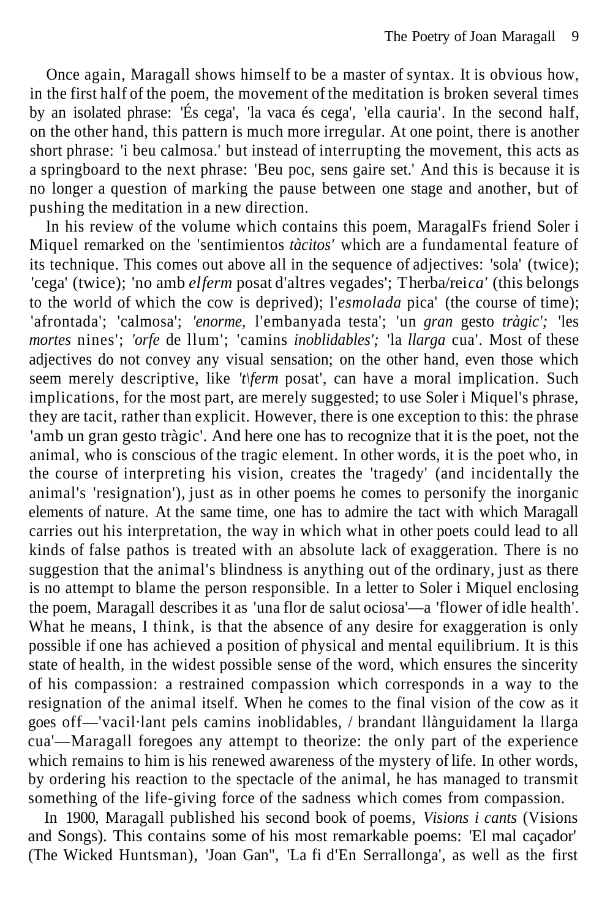Once again, Maragall shows himself to be a master of syntax. It is obvious how, in the first half of the poem, the movement of the meditation is broken several times by an isolated phrase: 'És cega', 'la vaca és cega', 'ella cauria'. In the second half, on the other hand, this pattern is much more irregular. At one point, there is another short phrase: 'i beu calmosa.' but instead of interrupting the movement, this acts as a springboard to the next phrase: 'Beu poc, sens gaire set.' And this is because it is no longer a question of marking the pause between one stage and another, but of pushing the meditation in a new direction.

In his review of the volume which contains this poem, MaragalFs friend Soler i Miquel remarked on the 'sentimientos *tàcitos'* which are a fundamental feature of its technique. This comes out above all in the sequence of adjectives: 'sola' (twice); 'cega' (twice); 'no amb *elferm* posat d'altres vegades'; Therba/rei*ca'* (this belongs to the world of which the cow is deprived); l'*esmolada* pica' (the course of time); 'afrontada'; 'calmosa'; *'enorme,* l'embanyada testa'; 'un *gran* gesto *tràgic';* 'les *mortes* nines'; *'orfe* de llum'; 'camins *inoblidables';* 'la *llarga* cua'. Most of these adjectives do not convey any visual sensation; on the other hand, even those which seem merely descriptive, like *'t\ferm* posat', can have a moral implication. Such implications, for the most part, are merely suggested; to use Soler i Miquel's phrase, they are tacit, rather than explicit. However, there is one exception to this: the phrase 'amb un gran gesto tràgic'. And here one has to recognize that it is the poet, not the animal, who is conscious of the tragic element. In other words, it is the poet who, in the course of interpreting his vision, creates the 'tragedy' (and incidentally the animal's 'resignation'), just as in other poems he comes to personify the inorganic elements of nature. At the same time, one has to admire the tact with which Maragall carries out his interpretation, the way in which what in other poets could lead to all kinds of false pathos is treated with an absolute lack of exaggeration. There is no suggestion that the animal's blindness is anything out of the ordinary, just as there is no attempt to blame the person responsible. In a letter to Soler i Miquel enclosing the poem, Maragall describes it as 'una flor de salut ociosa'—a 'flower of idle health'. What he means, I think, is that the absence of any desire for exaggeration is only possible if one has achieved a position of physical and mental equilibrium. It is this state of health, in the widest possible sense of the word, which ensures the sincerity of his compassion: a restrained compassion which corresponds in a way to the resignation of the animal itself. When he comes to the final vision of the cow as it goes off—'vacil·lant pels camins inoblidables, / brandant llànguidament la llarga cua'—Maragall foregoes any attempt to theorize: the only part of the experience which remains to him is his renewed awareness of the mystery of life. In other words, by ordering his reaction to the spectacle of the animal, he has managed to transmit something of the life-giving force of the sadness which comes from compassion.

In 1900, Maragall published his second book of poems, *Visions i cants* (Visions and Songs). This contains some of his most remarkable poems: 'El mal caçador' (The Wicked Huntsman), 'Joan Gan'', 'La fi d'En Serrallonga', as well as the first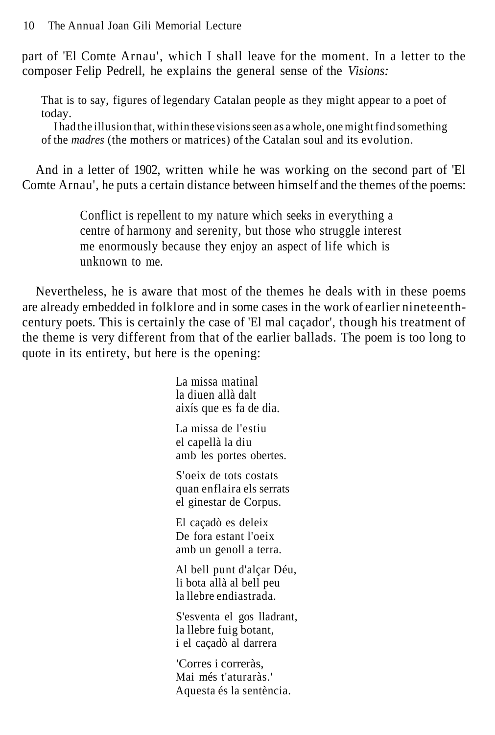part of 'El Comte Arnau', which I shall leave for the moment. In a letter to the composer Felip Pedrell, he explains the general sense of the *Visions:*

> That is to say, figures of legendary Catalan people as they might appear to a poet of today.
> I had the illusion that, within these visions seen as a whole, one might find something of the *madres* (the mothers or matrices) of the Catalan soul and its evolution.

And in a letter of 1902, written while he was working on the second part of 'El Comte Arnau', he puts a certain distance between himself and the themes of the poems:

> Conflict is repellent to my nature which seeks in everything a centre of harmony and serenity, but those who struggle interest me enormously because they enjoy an aspect of life which is unknown to me.

Nevertheless, he is aware that most of the themes he deals with in these poems are already embedded in folklore and in some cases in the work of earlier nineteenth-century poets. This is certainly the case of 'El mal caçador', though his treatment of the theme is very different from that of the earlier ballads. The poem is too long to quote in its entirety, but here is the opening:

> La missa matinal
> la diuen allà dalt
> aixís que es fa de dia.
>
> La missa de l'estiu
> el capellà la diu
> amb les portes obertes.
>
> S'oeix de tots costats
> quan enflaira els serrats
> el ginestar de Corpus.
>
> El caçadò es deleix
> De fora estant l'oeix
> amb un genoll a terra.
>
> Al bell punt d'alçar Déu,
> li bota allà al bell peu
> la llebre endiastrada.
>
> S'esventa el gos lladrant,
> la llebre fuig botant,
> i el caçadò al darrera
>
> 'Corres i correràs,
> Mai més t'aturaràs.'
> Aquesta és la sentència.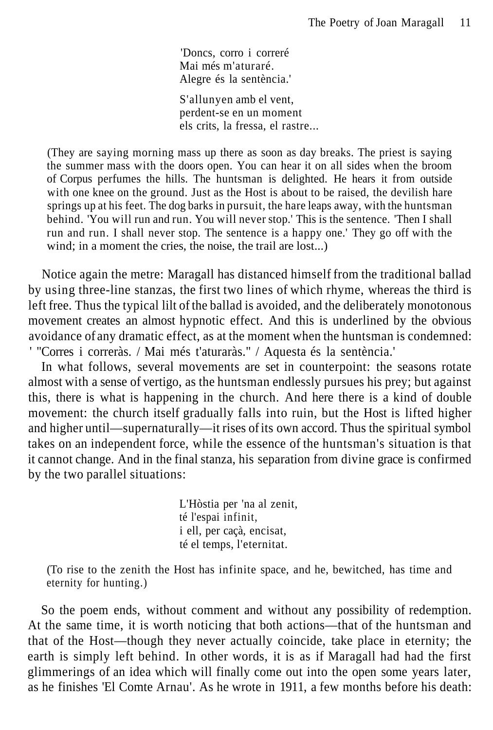> 'Doncs, corro i correré
> Mai més m'aturaré.
> Alegre és la sentència.'
>
> S'allunyen amb el vent,
> perdent-se en un moment
> els crits, la fressa, el rastre...

(They are saying morning mass up there as soon as day breaks. The priest is saying the summer mass with the doors open. You can hear it on all sides when the broom of Corpus perfumes the hills. The huntsman is delighted. He hears it from outside with one knee on the ground. Just as the Host is about to be raised, the devilish hare springs up at his feet. The dog barks in pursuit, the hare leaps away, with the huntsman behind. 'You will run and run. You will never stop.' This is the sentence. 'Then I shall run and run. I shall never stop. The sentence is a happy one.' They go off with the wind; in a moment the cries, the noise, the trail are lost...)

Notice again the metre: Maragall has distanced himself from the traditional ballad by using three-line stanzas, the first two lines of which rhyme, whereas the third is left free. Thus the typical lilt of the ballad is avoided, and the deliberately monotonous movement creates an almost hypnotic effect. And this is underlined by the obvious avoidance of any dramatic effect, as at the moment when the huntsman is condemned: ' "Corres i correràs. / Mai més t'aturaràs." / Aquesta és la sentència.'

In what follows, several movements are set in counterpoint: the seasons rotate almost with a sense of vertigo, as the huntsman endlessly pursues his prey; but against this, there is what is happening in the church. And here there is a kind of double movement: the church itself gradually falls into ruin, but the Host is lifted higher and higher until—supernaturally—it rises of its own accord. Thus the spiritual symbol takes on an independent force, while the essence of the huntsman's situation is that it cannot change. And in the final stanza, his separation from divine grace is confirmed by the two parallel situations:

> L'Hòstia per 'na al zenit,
> té l'espai infinit,
> i ell, per caçà, encisat,
> té el temps, l'eternitat.

(To rise to the zenith the Host has infinite space, and he, bewitched, has time and eternity for hunting.)

So the poem ends, without comment and without any possibility of redemption. At the same time, it is worth noticing that both actions—that of the huntsman and that of the Host—though they never actually coincide, take place in eternity; the earth is simply left behind. In other words, it is as if Maragall had had the first glimmerings of an idea which will finally come out into the open some years later, as he finishes 'El Comte Arnau'. As he wrote in 1911, a few months before his death: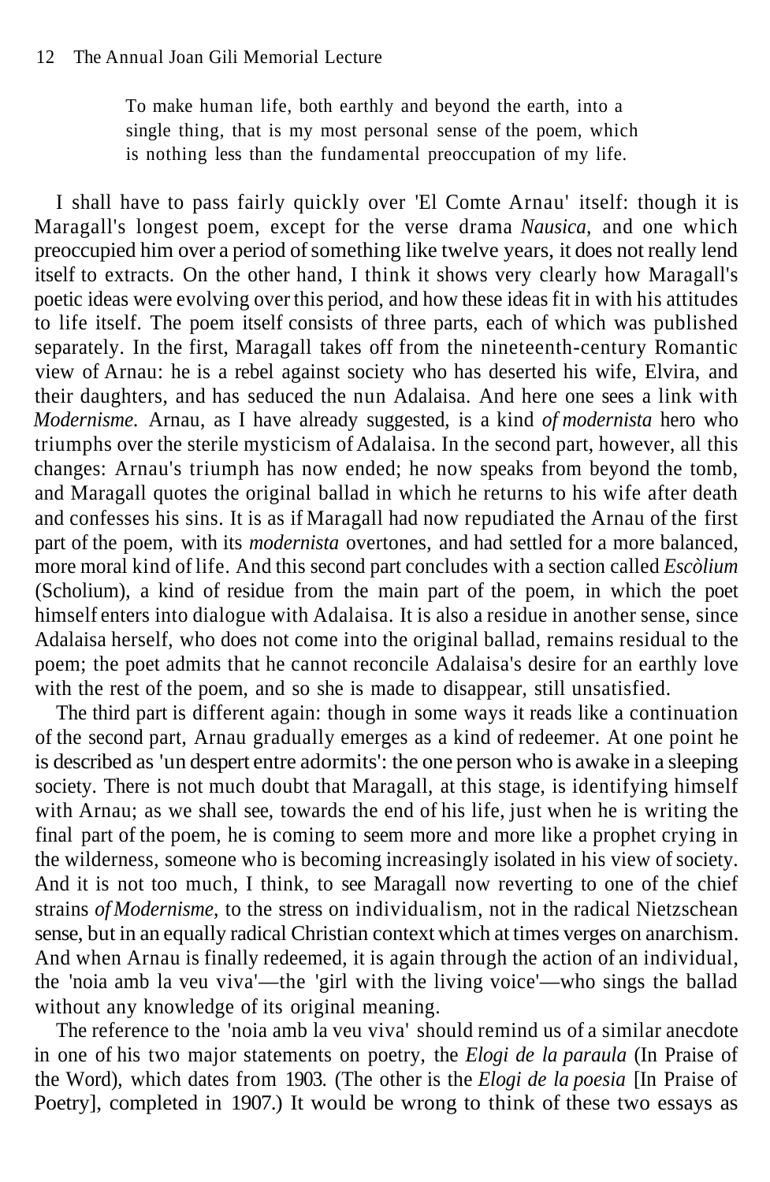> To make human life, both earthly and beyond the earth, into a single thing, that is my most personal sense of the poem, which is nothing less than the fundamental preoccupation of my life.

I shall have to pass fairly quickly over 'El Comte Arnau' itself: though it is Maragall's longest poem, except for the verse drama *Nausica*, and one which preoccupied him over a period of something like twelve years, it does not really lend itself to extracts. On the other hand, I think it shows very clearly how Maragall's poetic ideas were evolving over this period, and how these ideas fit in with his attitudes to life itself. The poem itself consists of three parts, each of which was published separately. In the first, Maragall takes off from the nineteenth-century Romantic view of Arnau: he is a rebel against society who has deserted his wife, Elvira, and their daughters, and has seduced the nun Adalaisa. And here one sees a link with *Modernisme*. Arnau, as I have already suggested, is a kind *of modernista* hero who triumphs over the sterile mysticism of Adalaisa. In the second part, however, all this changes: Arnau's triumph has now ended; he now speaks from beyond the tomb, and Maragall quotes the original ballad in which he returns to his wife after death and confesses his sins. It is as if Maragall had now repudiated the Arnau of the first part of the poem, with its *modernista* overtones, and had settled for a more balanced, more moral kind of life. And this second part concludes with a section called *Escòlium* (Scholium), a kind of residue from the main part of the poem, in which the poet himself enters into dialogue with Adalaisa. It is also a residue in another sense, since Adalaisa herself, who does not come into the original ballad, remains residual to the poem; the poet admits that he cannot reconcile Adalaisa's desire for an earthly love with the rest of the poem, and so she is made to disappear, still unsatisfied.

The third part is different again: though in some ways it reads like a continuation of the second part, Arnau gradually emerges as a kind of redeemer. At one point he is described as 'un despert entre adormits': the one person who is awake in a sleeping society. There is not much doubt that Maragall, at this stage, is identifying himself with Arnau; as we shall see, towards the end of his life, just when he is writing the final part of the poem, he is coming to seem more and more like a prophet crying in the wilderness, someone who is becoming increasingly isolated in his view of society. And it is not too much, I think, to see Maragall now reverting to one of the chief strains *of Modernisme*, to the stress on individualism, not in the radical Nietzschean sense, but in an equally radical Christian context which at times verges on anarchism. And when Arnau is finally redeemed, it is again through the action of an individual, the 'noia amb la veu viva'—the 'girl with the living voice'—who sings the ballad without any knowledge of its original meaning.

The reference to the 'noia amb la veu viva' should remind us of a similar anecdote in one of his two major statements on poetry, the *Elogi de la paraula* (In Praise of the Word), which dates from 1903. (The other is the *Elogi de la poesia* [In Praise of Poetry], completed in 1907.) It would be wrong to think of these two essays as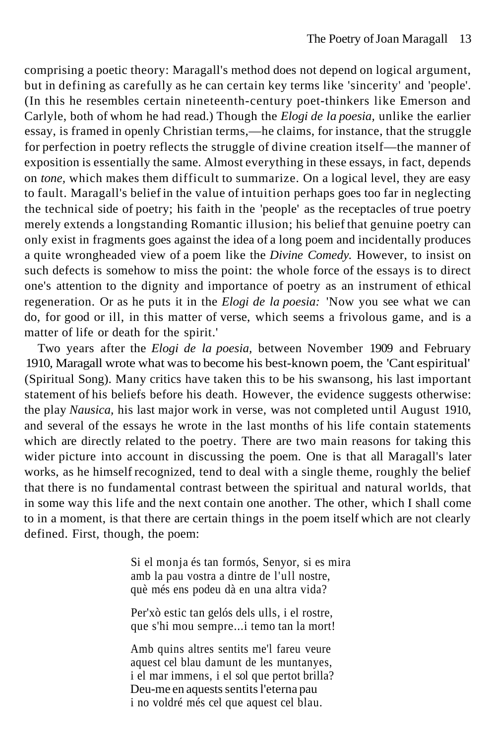comprising a poetic theory: Maragall's method does not depend on logical argument, but in defining as carefully as he can certain key terms like 'sincerity' and 'people'. (In this he resembles certain nineteenth-century poet-thinkers like Emerson and Carlyle, both of whom he had read.) Though the *Elogi de la poesia,* unlike the earlier essay, is framed in openly Christian terms,—he claims, for instance, that the struggle for perfection in poetry reflects the struggle of divine creation itself—the manner of exposition is essentially the same. Almost everything in these essays, in fact, depends on *tone*, which makes them difficult to summarize. On a logical level, they are easy to fault. Maragall's belief in the value of intuition perhaps goes too far in neglecting the technical side of poetry; his faith in the 'people' as the receptacles of true poetry merely extends a longstanding Romantic illusion; his belief that genuine poetry can only exist in fragments goes against the idea of a long poem and incidentally produces a quite wrongheaded view of a poem like the *Divine Comedy.* However, to insist on such defects is somehow to miss the point: the whole force of the essays is to direct one's attention to the dignity and importance of poetry as an instrument of ethical regeneration. Or as he puts it in the *Elogi de la poesia:* 'Now you see what we can do, for good or ill, in this matter of verse, which seems a frivolous game, and is a matter of life or death for the spirit.'

Two years after the *Elogi de la poesia,* between November 1909 and February 1910, Maragall wrote what was to become his best-known poem, the 'Cant espiritual' (Spiritual Song). Many critics have taken this to be his swansong, his last important statement of his beliefs before his death. However, the evidence suggests otherwise: the play *Nausica,* his last major work in verse, was not completed until August 1910, and several of the essays he wrote in the last months of his life contain statements which are directly related to the poetry. There are two main reasons for taking this wider picture into account in discussing the poem. One is that all Maragall's later works, as he himself recognized, tend to deal with a single theme, roughly the belief that there is no fundamental contrast between the spiritual and natural worlds, that in some way this life and the next contain one another. The other, which I shall come to in a moment, is that there are certain things in the poem itself which are not clearly defined. First, though, the poem:

> Si el monja és tan formós, Senyor, si es mira
> amb la pau vostra a dintre de l'ull nostre,
> què més ens podeu dà en una altra vida?
>
> Per'xò estic tan gelós dels ulls, i el rostre,
> que s'hi mou sempre...i temo tan la mort!
>
> Amb quins altres sentits me'l fareu veure
> aquest cel blau damunt de les muntanyes,
> i el mar immens, i el sol que pertot brilla?
> Deu-me en aquests sentits l'eterna pau
> i no voldré més cel que aquest cel blau.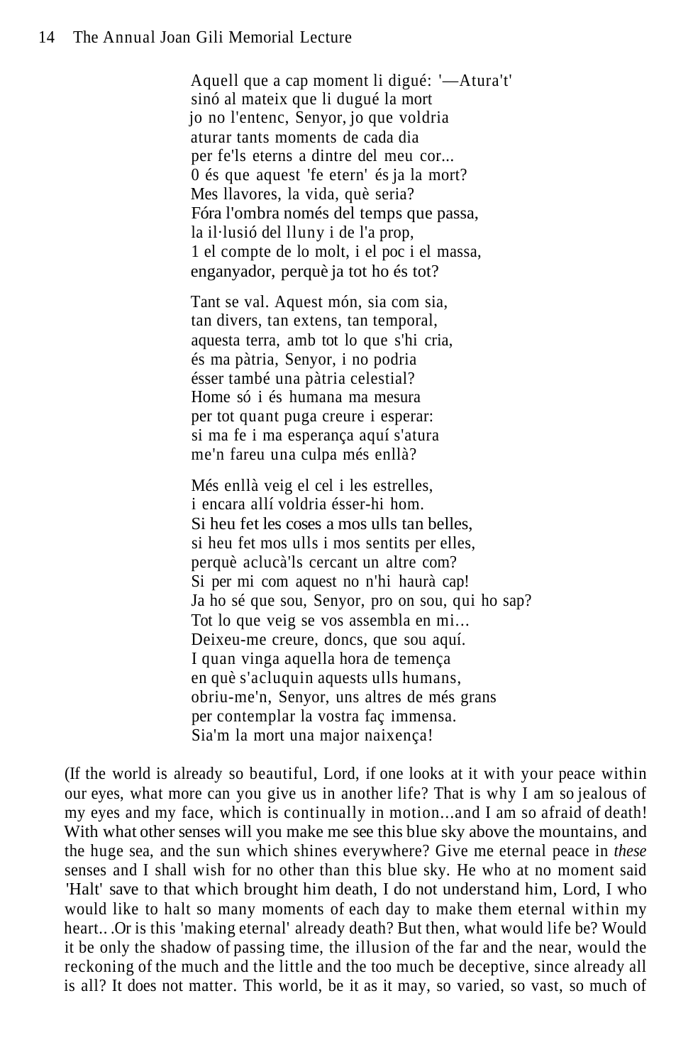Aquell que a cap moment li digué: '—Atura't'
sinó al mateix que li dugué la mort
jo no l'entenc, Senyor, jo que voldria
aturar tants moments de cada dia
per fe'ls eterns a dintre del meu cor...
0 és que aquest 'fe etern' és ja la mort?
Mes llavores, la vida, què seria?
Fóra l'ombra només del temps que passa,
la il·lusió del lluny i de l'a prop,
1 el compte de lo molt, i el poc i el massa,
enganyador, perquè ja tot ho és tot?

Tant se val. Aquest món, sia com sia,
tan divers, tan extens, tan temporal,
aquesta terra, amb tot lo que s'hi cria,
és ma pàtria, Senyor, i no podria
ésser també una pàtria celestial?
Home só i és humana ma mesura
per tot quant puga creure i esperar:
si ma fe i ma esperança aquí s'atura
me'n fareu una culpa més enllà?

Més enllà veig el cel i les estrelles,
i encara allí voldria ésser-hi hom.
Si heu fet les coses a mos ulls tan belles,
si heu fet mos ulls i mos sentits per elles,
perquè aclucà'ls cercant un altre com?
Si per mi com aquest no n'hi haurà cap!
Ja ho sé que sou, Senyor, pro on sou, qui ho sap?
Tot lo que veig se vos assembla en mi...
Deixeu-me creure, doncs, que sou aquí.
I quan vinga aquella hora de temença
en què s'acluquin aquests ulls humans,
obriu-me'n, Senyor, uns altres de més grans
per contemplar la vostra faç immensa.
Sia'm la mort una major naixença!

(If the world is already so beautiful, Lord, if one looks at it with your peace within our eyes, what more can you give us in another life? That is why I am so jealous of my eyes and my face, which is continually in motion...and I am so afraid of death! With what other senses will you make me see this blue sky above the mountains, and the huge sea, and the sun which shines everywhere? Give me eternal peace in *these* senses and I shall wish for no other than this blue sky. He who at no moment said 'Halt' save to that which brought him death, I do not understand him, Lord, I who would like to halt so many moments of each day to make them eternal within my heart.. .Or is this 'making eternal' already death? But then, what would life be? Would it be only the shadow of passing time, the illusion of the far and the near, would the reckoning of the much and the little and the too much be deceptive, since already all is all? It does not matter. This world, be it as it may, so varied, so vast, so much of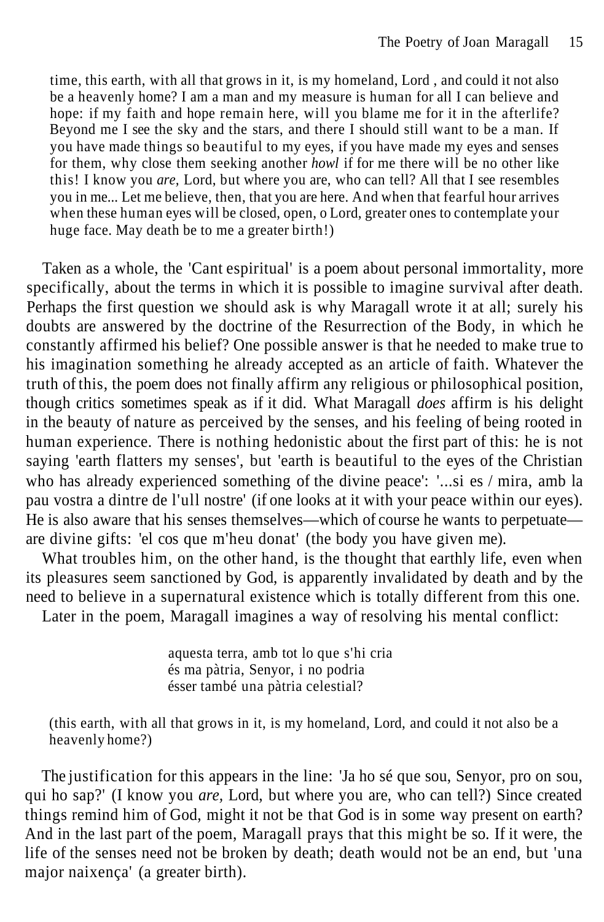time, this earth, with all that grows in it, is my homeland, Lord , and could it not also be a heavenly home? I am a man and my measure is human for all I can believe and hope: if my faith and hope remain here, will you blame me for it in the afterlife? Beyond me I see the sky and the stars, and there I should still want to be a man. If you have made things so beautiful to my eyes, if you have made my eyes and senses for them, why close them seeking another *howl* if for me there will be no other like this! I know you *are*, Lord, but where you are, who can tell? All that I see resembles you in me... Let me believe, then, that you are here. And when that fearful hour arrives when these human eyes will be closed, open, o Lord, greater ones to contemplate your huge face. May death be to me a greater birth!)

Taken as a whole, the 'Cant espiritual' is a poem about personal immortality, more specifically, about the terms in which it is possible to imagine survival after death. Perhaps the first question we should ask is why Maragall wrote it at all; surely his doubts are answered by the doctrine of the Resurrection of the Body, in which he constantly affirmed his belief? One possible answer is that he needed to make true to his imagination something he already accepted as an article of faith. Whatever the truth of this, the poem does not finally affirm any religious or philosophical position, though critics sometimes speak as if it did. What Maragall *does* affirm is his delight in the beauty of nature as perceived by the senses, and his feeling of being rooted in human experience. There is nothing hedonistic about the first part of this: he is not saying 'earth flatters my senses', but 'earth is beautiful to the eyes of the Christian who has already experienced something of the divine peace': '...si es / mira, amb la pau vostra a dintre de l'ull nostre' (if one looks at it with your peace within our eyes). He is also aware that his senses themselves—which of course he wants to perpetuate—are divine gifts: 'el cos que m'heu donat' (the body you have given me).

What troubles him, on the other hand, is the thought that earthly life, even when its pleasures seem sanctioned by God, is apparently invalidated by death and by the need to believe in a supernatural existence which is totally different from this one.

Later in the poem, Maragall imagines a way of resolving his mental conflict:

> aquesta terra, amb tot lo que s'hi cria
> és ma pàtria, Senyor, i no podria
> ésser també una pàtria celestial?

(this earth, with all that grows in it, is my homeland, Lord, and could it not also be a heavenly home?)

The justification for this appears in the line: 'Ja ho sé que sou, Senyor, pro on sou, qui ho sap?' (I know you *are*, Lord, but where you are, who can tell?) Since created things remind him of God, might it not be that God is in some way present on earth? And in the last part of the poem, Maragall prays that this might be so. If it were, the life of the senses need not be broken by death; death would not be an end, but 'una major naixença' (a greater birth).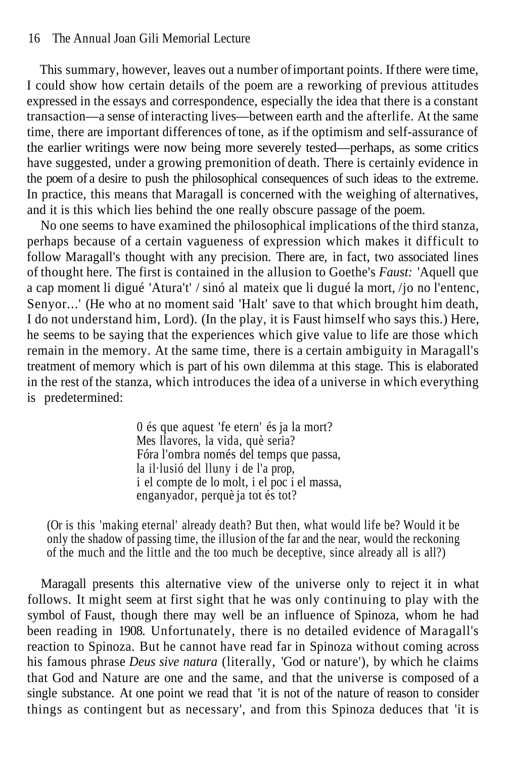This summary, however, leaves out a number of important points. If there were time, I could show how certain details of the poem are a reworking of previous attitudes expressed in the essays and correspondence, especially the idea that there is a constant transaction—a sense of interacting lives—between earth and the afterlife. At the same time, there are important differences of tone, as if the optimism and self-assurance of the earlier writings were now being more severely tested—perhaps, as some critics have suggested, under a growing premonition of death. There is certainly evidence in the poem of a desire to push the philosophical consequences of such ideas to the extreme. In practice, this means that Maragall is concerned with the weighing of alternatives, and it is this which lies behind the one really obscure passage of the poem.

No one seems to have examined the philosophical implications of the third stanza, perhaps because of a certain vagueness of expression which makes it difficult to follow Maragall's thought with any precision. There are, in fact, two associated lines of thought here. The first is contained in the allusion to Goethe's *Faust:* 'Aquell que a cap moment li digué 'Atura't' / sinó al mateix que li dugué la mort, /jo no l'entenc, Senyor...' (He who at no moment said 'Halt' save to that which brought him death, I do not understand him, Lord). (In the play, it is Faust himself who says this.) Here, he seems to be saying that the experiences which give value to life are those which remain in the memory. At the same time, there is a certain ambiguity in Maragall's treatment of memory which is part of his own dilemma at this stage. This is elaborated in the rest of the stanza, which introduces the idea of a universe in which everything is predetermined:

> 0 és que aquest 'fe etern' és ja la mort?
> Mes llavores, la vida, què seria?
> Fóra l'ombra només del temps que passa,
> la il·lusió del lluny i de l'a prop,
> i el compte de lo molt, i el poc i el massa,
> enganyador, perquè ja tot és tot?

(Or is this 'making eternal' already death? But then, what would life be? Would it be only the shadow of passing time, the illusion of the far and the near, would the reckoning of the much and the little and the too much be deceptive, since already all is all?)

Maragall presents this alternative view of the universe only to reject it in what follows. It might seem at first sight that he was only continuing to play with the symbol of Faust, though there may well be an influence of Spinoza, whom he had been reading in 1908. Unfortunately, there is no detailed evidence of Maragall's reaction to Spinoza. But he cannot have read far in Spinoza without coming across his famous phrase *Deus sive natura* (literally, 'God or nature'), by which he claims that God and Nature are one and the same, and that the universe is composed of a single substance. At one point we read that 'it is not of the nature of reason to consider things as contingent but as necessary', and from this Spinoza deduces that 'it is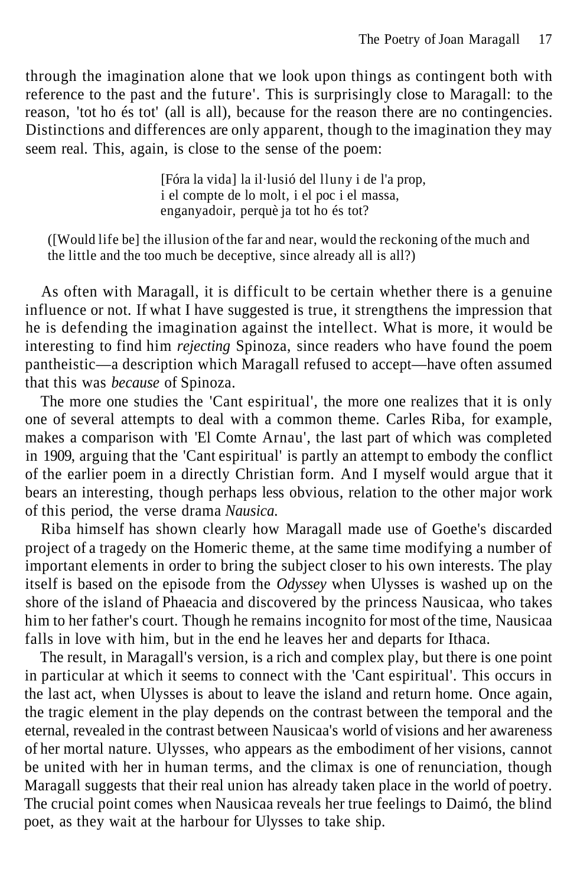through the imagination alone that we look upon things as contingent both with reference to the past and the future'. This is surprisingly close to Maragall: to the reason, 'tot ho és tot' (all is all), because for the reason there are no contingencies. Distinctions and differences are only apparent, though to the imagination they may seem real. This, again, is close to the sense of the poem:

> [Fóra la vida] la il·lusió del lluny i de l'a prop,
> i el compte de lo molt, i el poc i el massa,
> enganyadoir, perquè ja tot ho és tot?

> ([Would life be] the illusion of the far and near, would the reckoning of the much and the little and the too much be deceptive, since already all is all?)

As often with Maragall, it is difficult to be certain whether there is a genuine influence or not. If what I have suggested is true, it strengthens the impression that he is defending the imagination against the intellect. What is more, it would be interesting to find him *rejecting* Spinoza, since readers who have found the poem pantheistic—a description which Maragall refused to accept—have often assumed that this was *because* of Spinoza.

The more one studies the 'Cant espiritual', the more one realizes that it is only one of several attempts to deal with a common theme. Carles Riba, for example, makes a comparison with 'El Comte Arnau', the last part of which was completed in 1909, arguing that the 'Cant espiritual' is partly an attempt to embody the conflict of the earlier poem in a directly Christian form. And I myself would argue that it bears an interesting, though perhaps less obvious, relation to the other major work of this period, the verse drama *Nausica.*

Riba himself has shown clearly how Maragall made use of Goethe's discarded project of a tragedy on the Homeric theme, at the same time modifying a number of important elements in order to bring the subject closer to his own interests. The play itself is based on the episode from the *Odyssey* when Ulysses is washed up on the shore of the island of Phaeacia and discovered by the princess Nausicaa, who takes him to her father's court. Though he remains incognito for most of the time, Nausicaa falls in love with him, but in the end he leaves her and departs for Ithaca.

The result, in Maragall's version, is a rich and complex play, but there is one point in particular at which it seems to connect with the 'Cant espiritual'. This occurs in the last act, when Ulysses is about to leave the island and return home. Once again, the tragic element in the play depends on the contrast between the temporal and the eternal, revealed in the contrast between Nausicaa's world of visions and her awareness of her mortal nature. Ulysses, who appears as the embodiment of her visions, cannot be united with her in human terms, and the climax is one of renunciation, though Maragall suggests that their real union has already taken place in the world of poetry. The crucial point comes when Nausicaa reveals her true feelings to Daimó, the blind poet, as they wait at the harbour for Ulysses to take ship.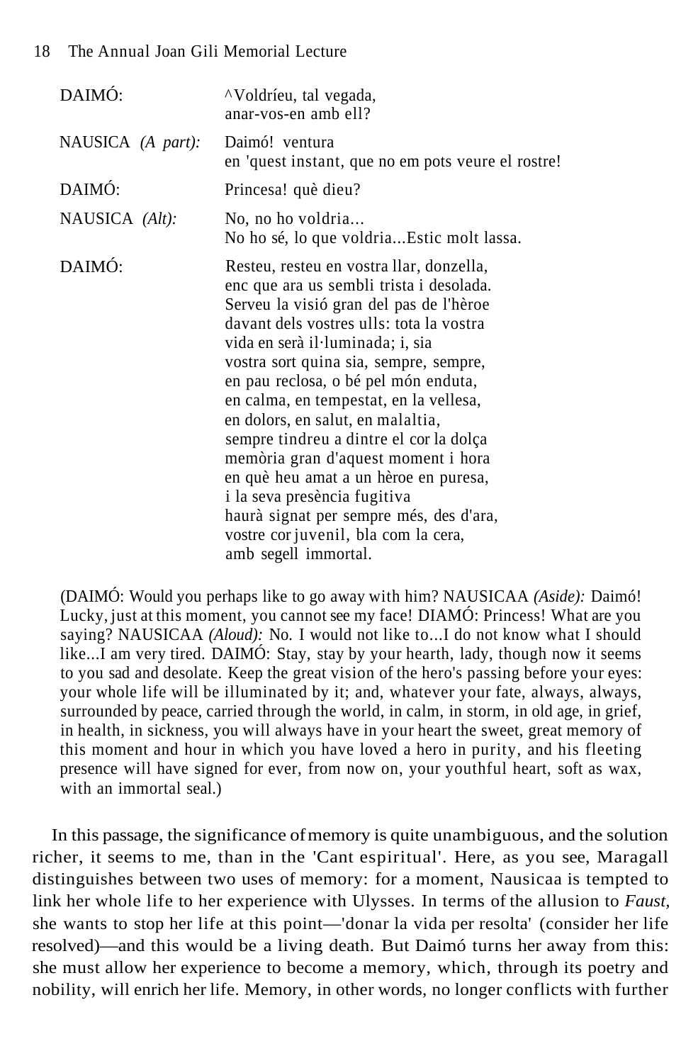DAIMÓ: ^Voldríeu, tal vegada,
anar-vos-en amb ell?

NAUSICA *(A part):* Daimó! ventura
en 'quest instant, que no em pots veure el rostre!

DAIMÓ: Princesa! què dieu?

NAUSICA *(Alt):* No, no ho voldria...
No ho sé, lo que voldria...Estic molt lassa.

DAIMÓ: Resteu, resteu en vostra llar, donzella,
enc que ara us sembli trista i desolada.
Serveu la visió gran del pas de l'hèroe
davant dels vostres ulls: tota la vostra
vida en serà il·luminada; i, sia
vostra sort quina sia, sempre, sempre,
en pau reclosa, o bé pel món enduta,
en calma, en tempestat, en la vellesa,
en dolors, en salut, en malaltia,
sempre tindreu a dintre el cor la dolça
memòria gran d'aquest moment i hora
en què heu amat a un hèroe en puresa,
i la seva presència fugitiva
haurà signat per sempre més, des d'ara,
vostre cor juvenil, bla com la cera,
amb segell immortal.

(DAIMÓ: Would you perhaps like to go away with him? NAUSICAA *(Aside):* Daimó! Lucky, just at this moment, you cannot see my face! DIAMÓ: Princess! What are you saying? NAUSICAA *(Aloud):* No. I would not like to...I do not know what I should like...I am very tired. DAIMÓ: Stay, stay by your hearth, lady, though now it seems to you sad and desolate. Keep the great vision of the hero's passing before your eyes: your whole life will be illuminated by it; and, whatever your fate, always, always, surrounded by peace, carried through the world, in calm, in storm, in old age, in grief, in health, in sickness, you will always have in your heart the sweet, great memory of this moment and hour in which you have loved a hero in purity, and his fleeting presence will have signed for ever, from now on, your youthful heart, soft as wax, with an immortal seal.)

In this passage, the significance of memory is quite unambiguous, and the solution richer, it seems to me, than in the 'Cant espiritual'. Here, as you see, Maragall distinguishes between two uses of memory: for a moment, Nausicaa is tempted to link her whole life to her experience with Ulysses. In terms of the allusion to *Faust,* she wants to stop her life at this point—'donar la vida per resolta' (consider her life resolved)—and this would be a living death. But Daimó turns her away from this: she must allow her experience to become a memory, which, through its poetry and nobility, will enrich her life. Memory, in other words, no longer conflicts with further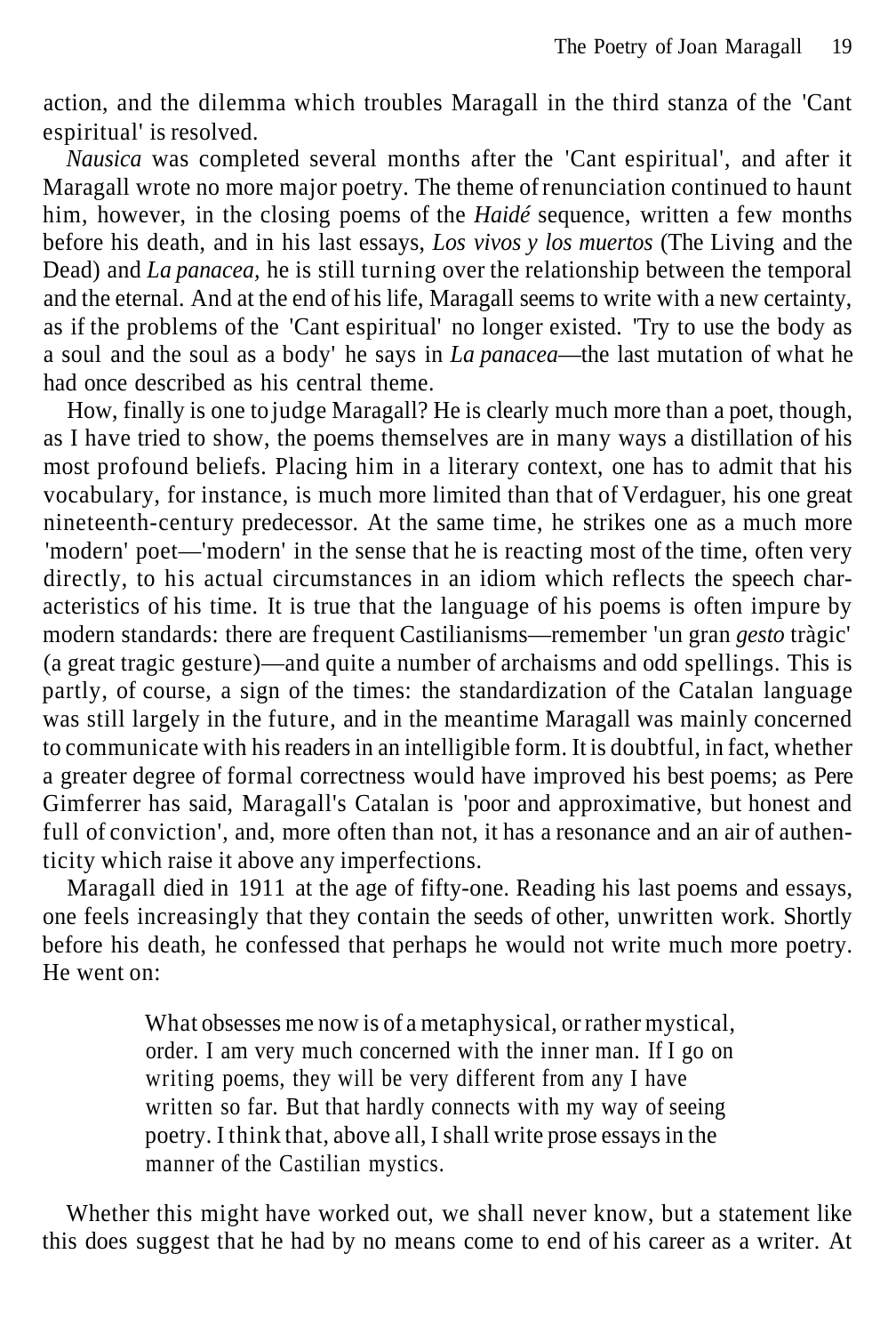action, and the dilemma which troubles Maragall in the third stanza of the 'Cant espiritual' is resolved.

*Nausica* was completed several months after the 'Cant espiritual', and after it Maragall wrote no more major poetry. The theme of renunciation continued to haunt him, however, in the closing poems of the *Haidé* sequence, written a few months before his death, and in his last essays, *Los vivos y los muertos* (The Living and the Dead) and *La panacea,* he is still turning over the relationship between the temporal and the eternal. And at the end of his life, Maragall seems to write with a new certainty, as if the problems of the 'Cant espiritual' no longer existed. 'Try to use the body as a soul and the soul as a body' he says in *La panacea*—the last mutation of what he had once described as his central theme.

How, finally is one to judge Maragall? He is clearly much more than a poet, though, as I have tried to show, the poems themselves are in many ways a distillation of his most profound beliefs. Placing him in a literary context, one has to admit that his vocabulary, for instance, is much more limited than that of Verdaguer, his one great nineteenth-century predecessor. At the same time, he strikes one as a much more 'modern' poet—'modern' in the sense that he is reacting most of the time, often very directly, to his actual circumstances in an idiom which reflects the speech characteristics of his time. It is true that the language of his poems is often impure by modern standards: there are frequent Castilianisms—remember 'un gran *gesto* tràgic' (a great tragic gesture)—and quite a number of archaisms and odd spellings. This is partly, of course, a sign of the times: the standardization of the Catalan language was still largely in the future, and in the meantime Maragall was mainly concerned to communicate with his readers in an intelligible form. It is doubtful, in fact, whether a greater degree of formal correctness would have improved his best poems; as Pere Gimferrer has said, Maragall's Catalan is 'poor and approximative, but honest and full of conviction', and, more often than not, it has a resonance and an air of authenticity which raise it above any imperfections.

Maragall died in 1911 at the age of fifty-one. Reading his last poems and essays, one feels increasingly that they contain the seeds of other, unwritten work. Shortly before his death, he confessed that perhaps he would not write much more poetry. He went on:

> What obsesses me now is of a metaphysical, or rather mystical, order. I am very much concerned with the inner man. If I go on writing poems, they will be very different from any I have written so far. But that hardly connects with my way of seeing poetry. I think that, above all, I shall write prose essays in the manner of the Castilian mystics.

Whether this might have worked out, we shall never know, but a statement like this does suggest that he had by no means come to end of his career as a writer. At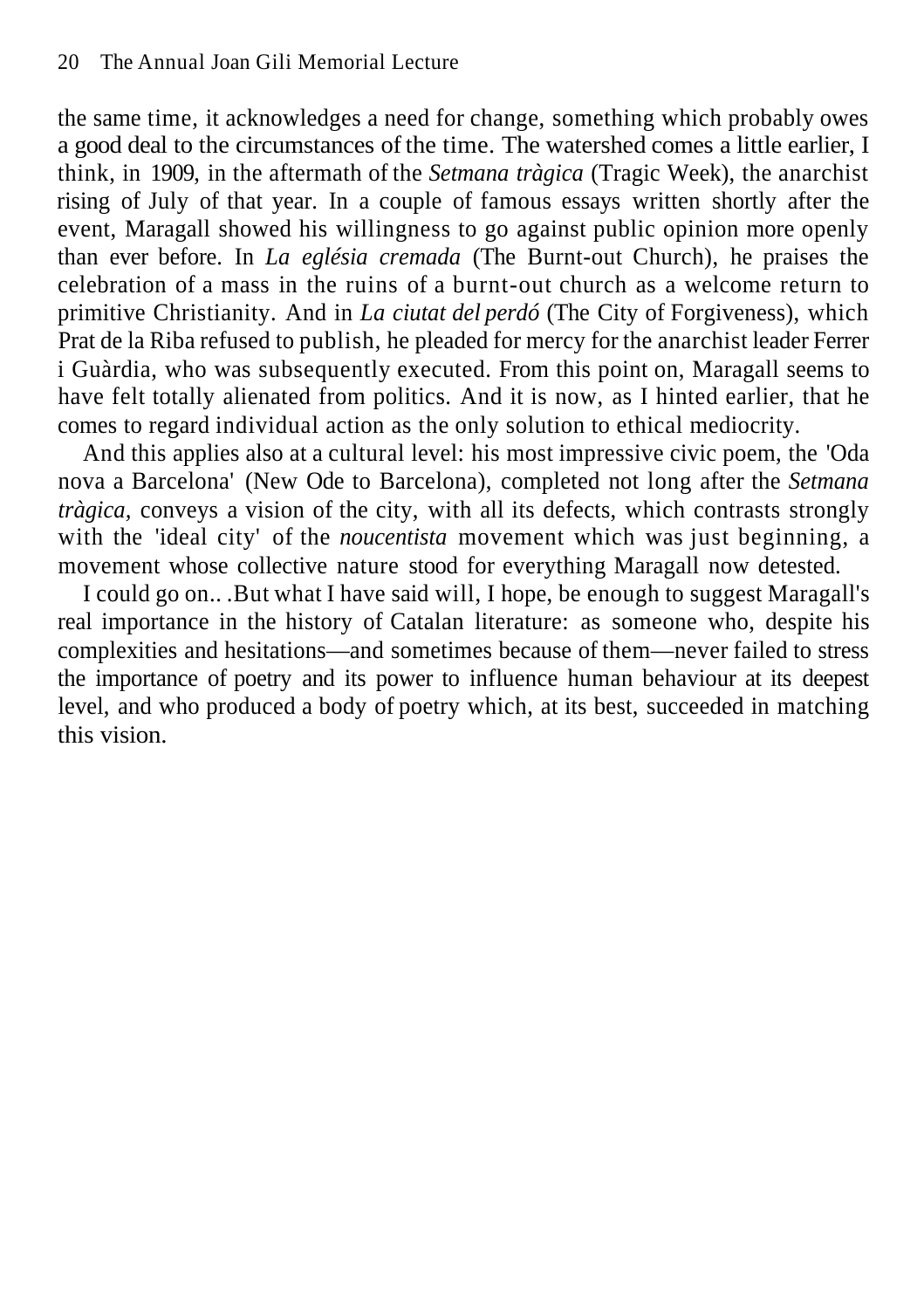the same time, it acknowledges a need for change, something which probably owes a good deal to the circumstances of the time. The watershed comes a little earlier, I think, in 1909, in the aftermath of the *Setmana tràgica* (Tragic Week), the anarchist rising of July of that year. In a couple of famous essays written shortly after the event, Maragall showed his willingness to go against public opinion more openly than ever before. In *La eglésia cremada* (The Burnt-out Church), he praises the celebration of a mass in the ruins of a burnt-out church as a welcome return to primitive Christianity. And in *La ciutat del perdó* (The City of Forgiveness), which Prat de la Riba refused to publish, he pleaded for mercy for the anarchist leader Ferrer i Guàrdia, who was subsequently executed. From this point on, Maragall seems to have felt totally alienated from politics. And it is now, as I hinted earlier, that he comes to regard individual action as the only solution to ethical mediocrity.

And this applies also at a cultural level: his most impressive civic poem, the 'Oda nova a Barcelona' (New Ode to Barcelona), completed not long after the *Setmana tràgica,* conveys a vision of the city, with all its defects, which contrasts strongly with the 'ideal city' of the *noucentista* movement which was just beginning, a movement whose collective nature stood for everything Maragall now detested.

I could go on.. .But what I have said will, I hope, be enough to suggest Maragall's real importance in the history of Catalan literature: as someone who, despite his complexities and hesitations—and sometimes because of them—never failed to stress the importance of poetry and its power to influence human behaviour at its deepest level, and who produced a body of poetry which, at its best, succeeded in matching this vision.